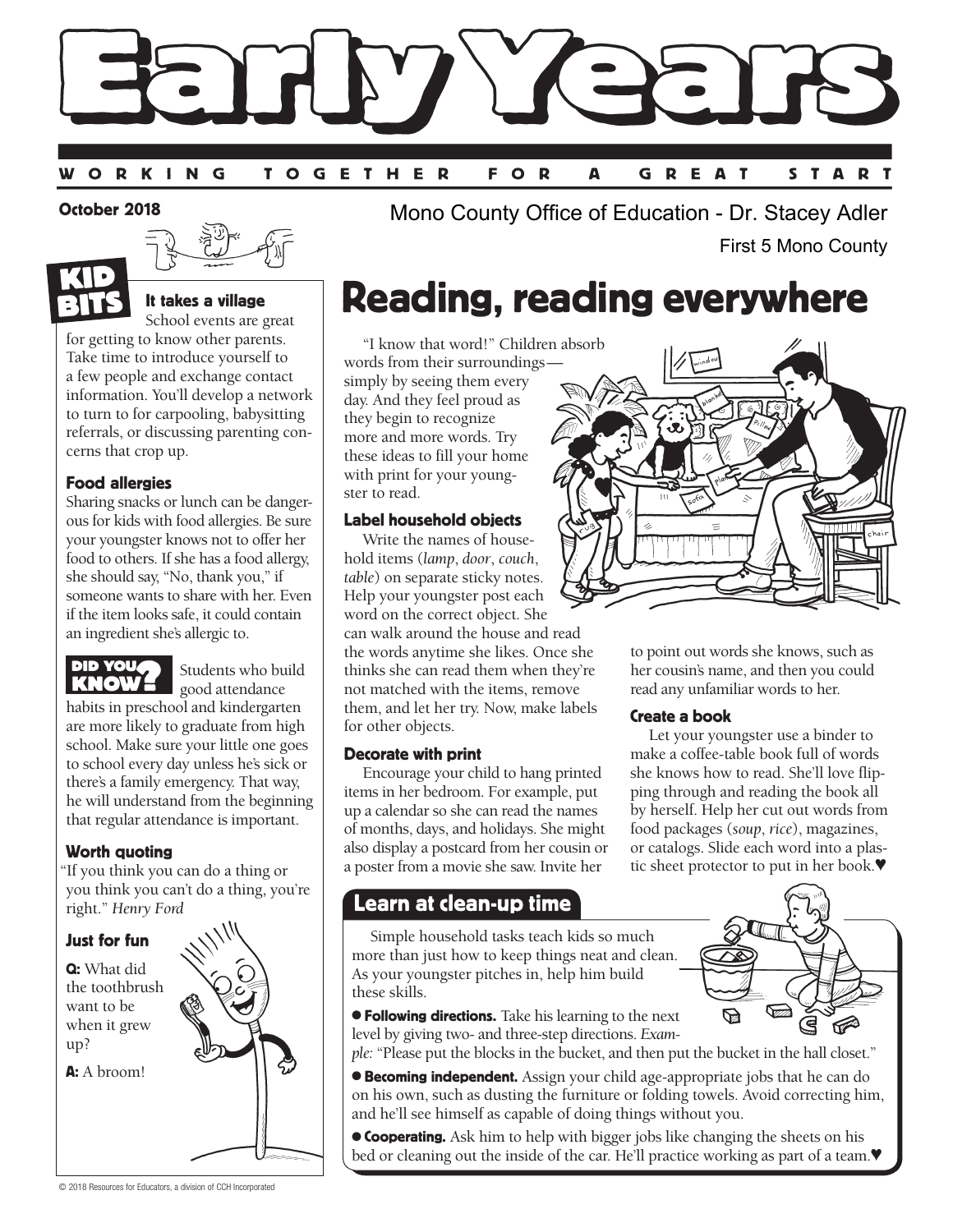# Early Years

WORKING TOGETHER FOR A GREAT START

October 2018

Mono County Office of Education - Dr. Stacey Adler

First 5 Mono County

## KID BITS

### It takes a village

School events are great for getting to know other parents. Take time to introduce yourself to a few people and exchange contact information. You'll develop a network to turn to for carpooling, babysitting referrals, or discussing parenting concerns that crop up.

### Food allergies

Sharing snacks or lunch can be dangerous for kids with food allergies. Be sure your youngster knows not to offer her food to others. If she has a food allergy, she should say, "No, thank you," if someone wants to share with her. Even if the item looks safe, it could contain an ingredient she's allergic to.

### DID YOU KNOW?

Students who build good attendance habits in preschool and kindergarten are more likely to graduate from high school. Make sure your little one goes to school every day unless he's sick or there's a family emergency. That way, he will understand from the beginning that regular attendance is important.

### Worth quoting

"If you think you can do a thing or you think you can't do a thing, you're right." *Henry Ford*

### Just for fun

**Q:** What did the toothbrush want to be when it grew up?

**A:** A broom!

## Reading, reading everywhere

"I know that word!" Children absorb words from their surroundings—simply by seeing them every day. And they feel proud as they begin to recognize more and more words. Try these ideas to fill your home with print for your youngster to read.

### Label household objects

Write the names of household items (*lamp*, *door*, *couch*, *table*) on separate sticky notes. Help your youngster post each word on the correct object. She can walk around the house and read the words anytime she likes. Once she thinks she can read them when they're not matched with the items, remove them, and let her try. Now, make labels for other objects.

### Decorate with print

Encourage your child to hang printed items in her bedroom. For example, put up a calendar so she can read the names of months, days, and holidays. She might also display a postcard from her cousin or a poster from a movie she saw. Invite her to point out words she knows, such as her cousin's name, and then you could read any unfamiliar words to her.

### Create a book

Let your youngster use a binder to make a coffee-table book full of words she knows how to read. She'll love flipping through and reading the book all by herself. Help her cut out words from food packages (*soup*, *rice*), magazines, or catalogs. Slide each word into a plastic sheet protector to put in her book.♥

## Learn at clean-up time

Simple household tasks teach kids so much more than just how to keep things neat and clean. As your youngster pitches in, help him build these skills.

- **Following directions.** Take his learning to the next level by giving two- and three-step directions. *Example:* "Please put the blocks in the bucket, and then put the bucket in the hall closet."
- **Becoming independent.** Assign your child age-appropriate jobs that he can do on his own, such as dusting the furniture or folding towels. Avoid correcting him, and he'll see himself as capable of doing things without you.
- **Cooperating.** Ask him to help with bigger jobs like changing the sheets on his bed or cleaning out the inside of the car. He'll practice working as part of a team.♥

© 2018 Resources for Educators, a division of CCH Incorporated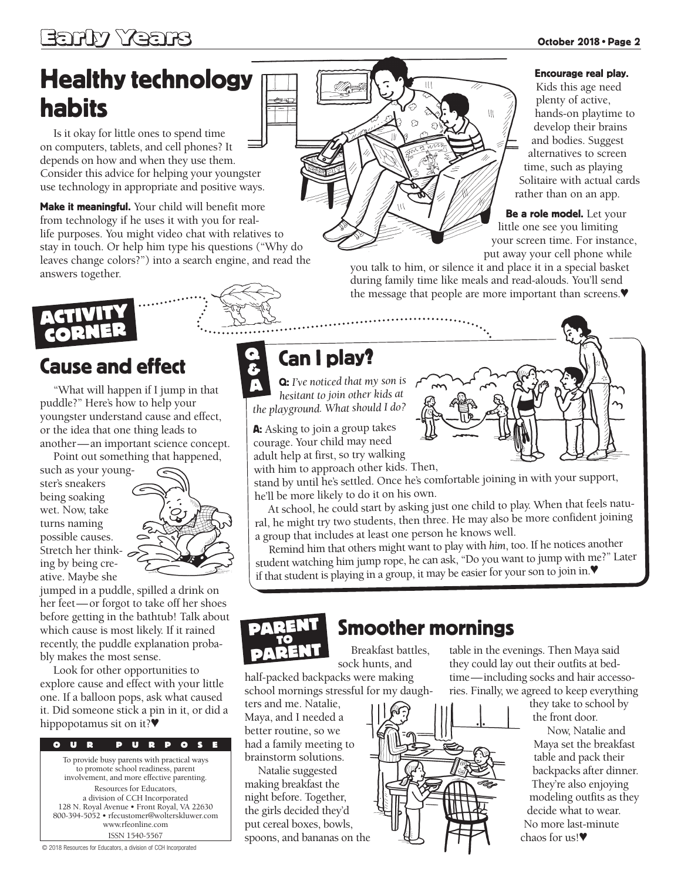# Healthy technology habits

Is it okay for little ones to spend time on computers, tablets, and cell phones? It depends on how and when they use them. Consider this advice for helping your youngster use technology in appropriate and positive ways.

**Make it meaningful.** Your child will benefit more from technology if he uses it with you for real-life purposes. You might video chat with relatives to stay in touch. Or help him type his questions ("Why do leaves change colors?") into a search engine, and read the answers together.

**Encourage real play.** Kids this age need plenty of active, hands-on playtime to develop their brains and bodies. Suggest alternatives to screen time, such as playing Solitaire with actual cards rather than on an app.

**Be a role model.** Let your little one see you limiting your screen time. For instance, put away your cell phone while you talk to him, or silence it and place it in a special basket during family time like meals and read-alouds. You'll send the message that people are more important than screens.♥

## ACTIVITY CORNER

## Cause and effect

"What will happen if I jump in that puddle?" Here's how to help your youngster understand cause and effect, or the idea that one thing leads to another—an important science concept.

Point out something that happened, such as your youngster's sneakers being soaking wet. Now, take turns naming possible causes. Stretch her thinking by being creative. Maybe she jumped in a puddle, spilled a drink on her feet—or forgot to take off her shoes before getting in the bathtub! Talk about which cause is most likely. If it rained recently, the puddle explanation probably makes the most sense.

Look for other opportunities to explore cause and effect with your little one. If a balloon pops, ask what caused it. Did someone stick a pin in it, or did a hippopotamus sit on it?♥

## Q & A: Can I play?

**Q:** *I've noticed that my son is hesitant to join other kids at the playground. What should I do?*

**A:** Asking to join a group takes courage. Your child may need adult help at first, so try walking with him to approach other kids. Then, stand by until he's settled. Once he's comfortable joining in with your support, he'll be more likely to do it on his own.

At school, he could start by asking just one child to play. When that feels natural, he might try two students, then three. He may also be more confident joining a group that includes at least one person he knows well.

Remind him that others might want to play with *him*, too. If he notices another student watching him jump rope, he can ask, "Do you want to jump with me?" Later if that student is playing in a group, it may be easier for your son to join in.♥

**OUR PURPOSE**

To provide busy parents with practical ways to promote school readiness, parent involvement, and more effective parenting.

Resources for Educators, a division of CCH Incorporated
128 N. Royal Avenue • Front Royal, VA 22630
800-394-5052 • rfecustomer@wolterskluwer.com
www.rfeonline.com
ISSN 1540-5567

© 2018 Resources for Educators, a division of CCH Incorporated

## PARENT TO PARENT

## Smoother mornings

Breakfast battles, sock hunts, and half-packed backpacks were making school mornings stressful for my daughters and me. Natalie, Maya, and I needed a better routine, so we had a family meeting to brainstorm solutions.

Natalie suggested making breakfast the night before. Together, the girls decided they'd put cereal boxes, bowls, spoons, and bananas on the table in the evenings. Then Maya said they could lay out their outfits at bedtime—including socks and hair accessories. Finally, we agreed to keep everything they take to school by the front door.

Now, Natalie and Maya set the breakfast table and pack their backpacks after dinner. They're also enjoying modeling outfits as they decide what to wear. No more last-minute chaos for us!♥